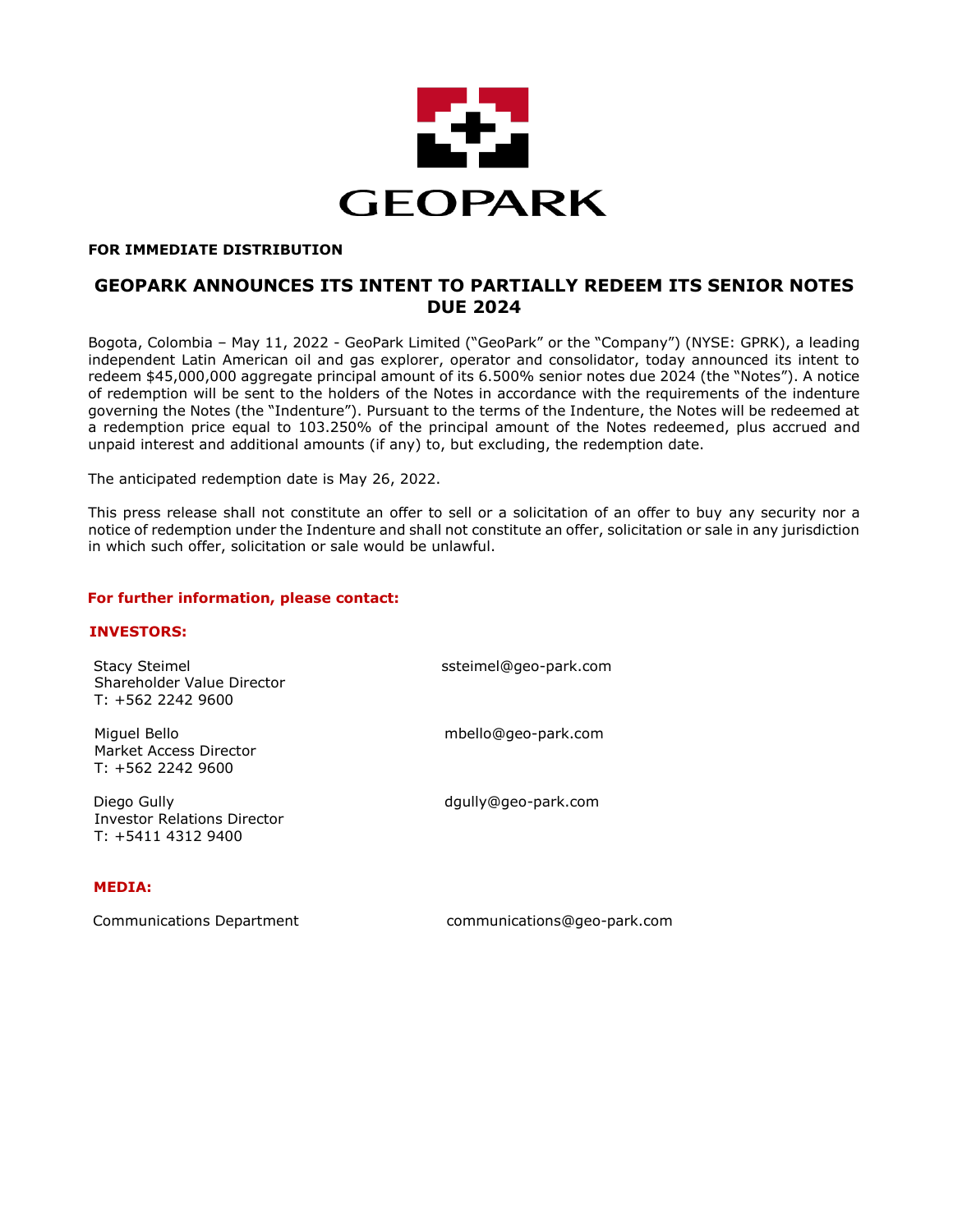GEOPARK

**FOR IMMEDIATE DISTRIBUTION**

# GEOPARK ANNOUNCES ITS INTENT TO PARTIALLY REDEEM ITS SENIOR NOTES DUE 2024

Bogota, Colombia – May 11, 2022 - GeoPark Limited ("GeoPark" or the "Company") (NYSE: GPRK), a leading independent Latin American oil and gas explorer, operator and consolidator, today announced its intent to redeem $45,000,000 aggregate principal amount of its 6.500% senior notes due 2024 (the "Notes"). A notice of redemption will be sent to the holders of the Notes in accordance with the requirements of the indenture governing the Notes (the "Indenture"). Pursuant to the terms of the Indenture, the Notes will be redeemed at a redemption price equal to 103.250% of the principal amount of the Notes redeemed, plus accrued and unpaid interest and additional amounts (if any) to, but excluding, the redemption date.

The anticipated redemption date is May 26, 2022.

This press release shall not constitute an offer to sell or a solicitation of an offer to buy any security nor a notice of redemption under the Indenture and shall not constitute an offer, solicitation or sale in any jurisdiction in which such offer, solicitation or sale would be unlawful.

**For further information, please contact:**

**INVESTORS:**

Stacy Steimel
Shareholder Value Director
T: +562 2242 9600

ssteimel@geo-park.com

Miguel Bello
Market Access Director
T: +562 2242 9600

mbello@geo-park.com

Diego Gully
Investor Relations Director
T: +5411 4312 9400

dgully@geo-park.com

**MEDIA:**

Communications Department

communications@geo-park.com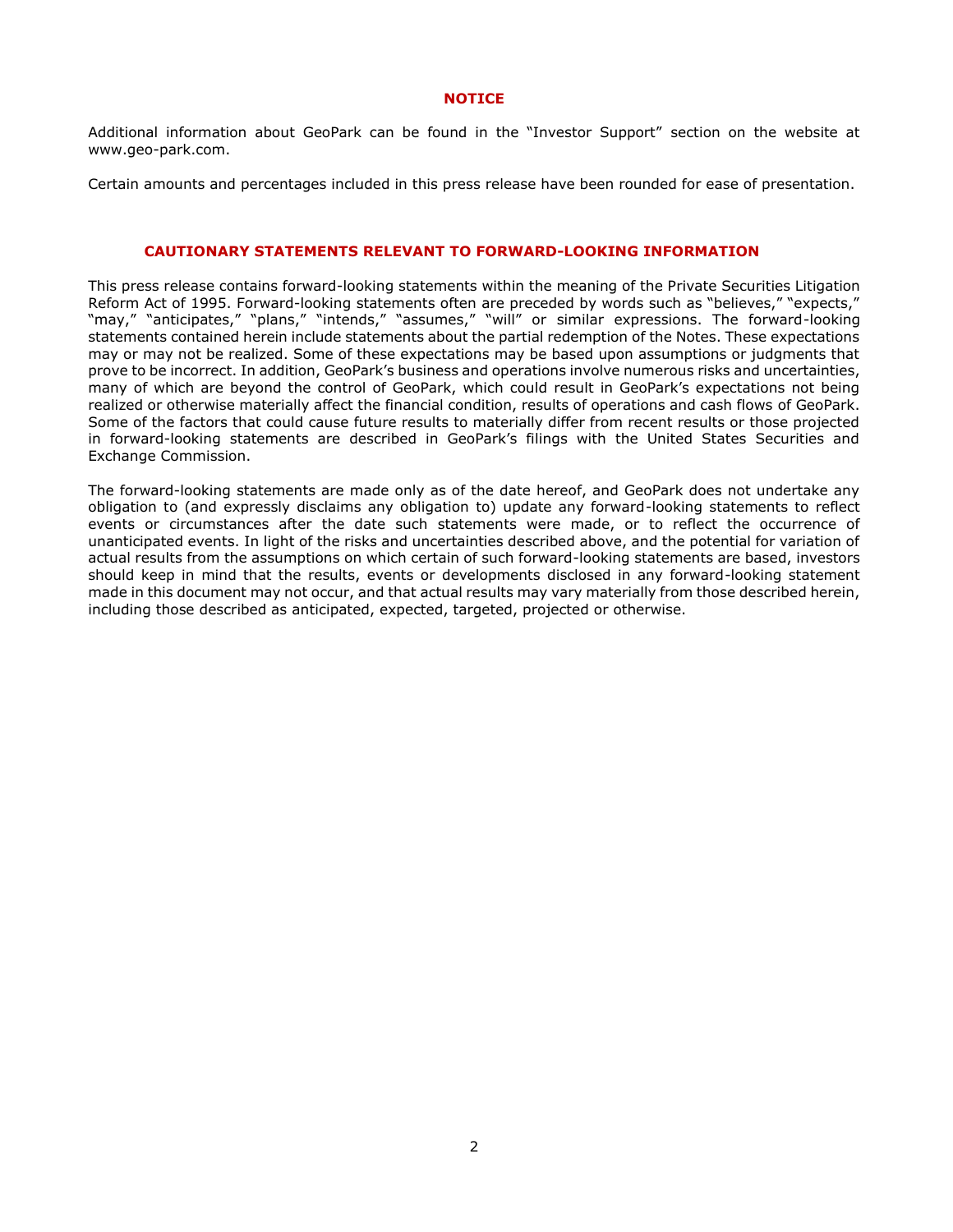## NOTICE

Additional information about GeoPark can be found in the "Investor Support" section on the website at www.geo-park.com.

Certain amounts and percentages included in this press release have been rounded for ease of presentation.

## CAUTIONARY STATEMENTS RELEVANT TO FORWARD-LOOKING INFORMATION

This press release contains forward-looking statements within the meaning of the Private Securities Litigation Reform Act of 1995. Forward-looking statements often are preceded by words such as "believes," "expects," "may," "anticipates," "plans," "intends," "assumes," "will" or similar expressions. The forward-looking statements contained herein include statements about the partial redemption of the Notes. These expectations may or may not be realized. Some of these expectations may be based upon assumptions or judgments that prove to be incorrect. In addition, GeoPark's business and operations involve numerous risks and uncertainties, many of which are beyond the control of GeoPark, which could result in GeoPark's expectations not being realized or otherwise materially affect the financial condition, results of operations and cash flows of GeoPark. Some of the factors that could cause future results to materially differ from recent results or those projected in forward-looking statements are described in GeoPark's filings with the United States Securities and Exchange Commission.

The forward-looking statements are made only as of the date hereof, and GeoPark does not undertake any obligation to (and expressly disclaims any obligation to) update any forward-looking statements to reflect events or circumstances after the date such statements were made, or to reflect the occurrence of unanticipated events. In light of the risks and uncertainties described above, and the potential for variation of actual results from the assumptions on which certain of such forward-looking statements are based, investors should keep in mind that the results, events or developments disclosed in any forward-looking statement made in this document may not occur, and that actual results may vary materially from those described herein, including those described as anticipated, expected, targeted, projected or otherwise.